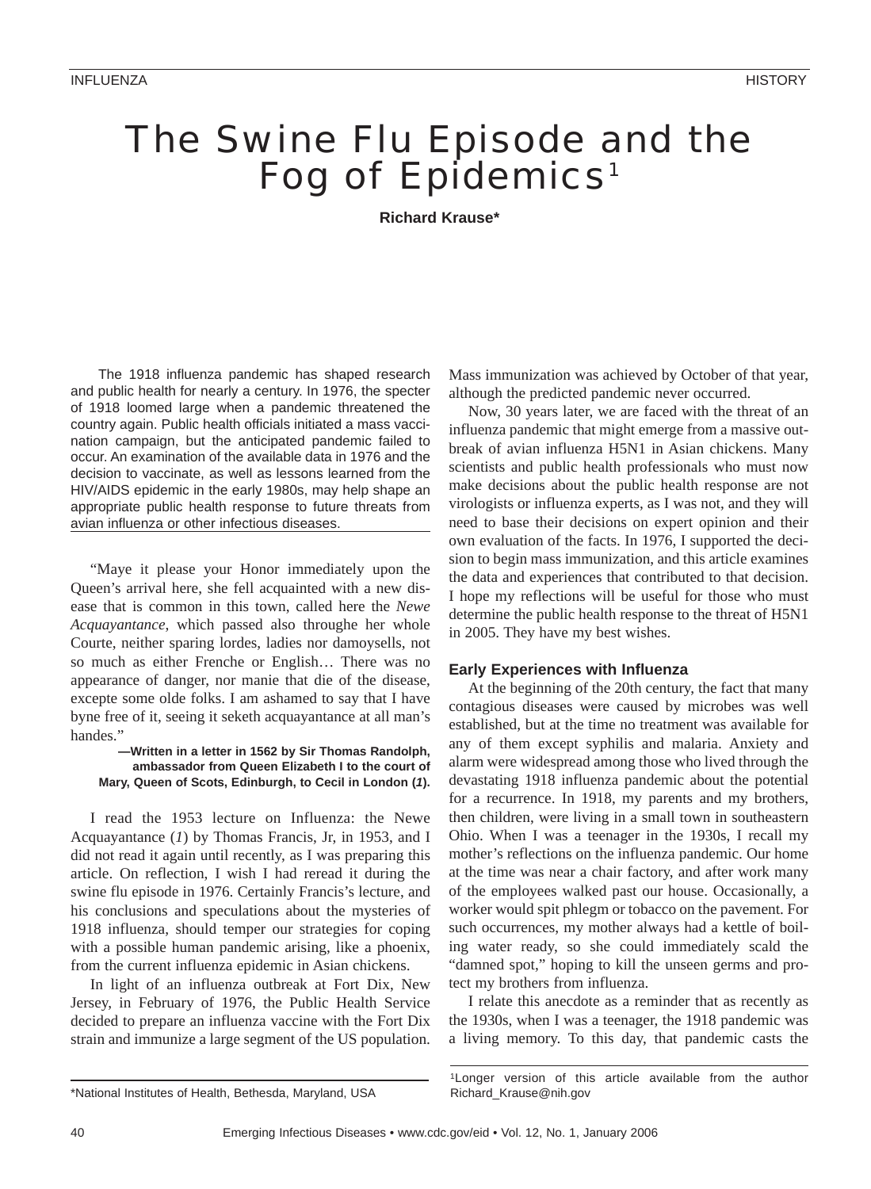# The Swine Flu Episode and the Fog of Epidemics[1]

**Richard Krause***

The 1918 influenza pandemic has shaped research and public health for nearly a century. In 1976, the specter of 1918 loomed large when a pandemic threatened the country again. Public health officials initiated a mass vaccination campaign, but the anticipated pandemic failed to occur. An examination of the available data in 1976 and the decision to vaccinate, as well as lessons learned from the HIV/AIDS epidemic in the early 1980s, may help shape an appropriate public health response to future threats from avian influenza or other infectious diseases.

"Maye it please your Honor immediately upon the Queen's arrival here, she fell acquainted with a new disease that is common in this town, called here the *Newe Acquayantance*, which passed also throughe her whole Courte, neither sparing lordes, ladies nor damoysells, not so much as either Frenche or English… There was no appearance of danger, nor manie that die of the disease, excepte some olde folks. I am ashamed to say that I have byne free of it, seeing it seketh acquayantance at all man's handes."

**—Written in a letter in 1562 by Sir Thomas Randolph, ambassador from Queen Elizabeth I to the court of Mary, Queen of Scots, Edinburgh, to Cecil in London (*1*).**

I read the 1953 lecture on Influenza: the Newe Acquayantance (*1*) by Thomas Francis, Jr, in 1953, and I did not read it again until recently, as I was preparing this article. On reflection, I wish I had reread it during the swine flu episode in 1976. Certainly Francis's lecture, and his conclusions and speculations about the mysteries of 1918 influenza, should temper our strategies for coping with a possible human pandemic arising, like a phoenix, from the current influenza epidemic in Asian chickens.

In light of an influenza outbreak at Fort Dix, New Jersey, in February of 1976, the Public Health Service decided to prepare an influenza vaccine with the Fort Dix strain and immunize a large segment of the US population. Mass immunization was achieved by October of that year, although the predicted pandemic never occurred.

Now, 30 years later, we are faced with the threat of an influenza pandemic that might emerge from a massive outbreak of avian influenza H5N1 in Asian chickens. Many scientists and public health professionals who must now make decisions about the public health response are not virologists or influenza experts, as I was not, and they will need to base their decisions on expert opinion and their own evaluation of the facts. In 1976, I supported the decision to begin mass immunization, and this article examines the data and experiences that contributed to that decision. I hope my reflections will be useful for those who must determine the public health response to the threat of H5N1 in 2005. They have my best wishes.

## Early Experiences with Influenza

At the beginning of the 20th century, the fact that many contagious diseases were caused by microbes was well established, but at the time no treatment was available for any of them except syphilis and malaria. Anxiety and alarm were widespread among those who lived through the devastating 1918 influenza pandemic about the potential for a recurrence. In 1918, my parents and my brothers, then children, were living in a small town in southeastern Ohio. When I was a teenager in the 1930s, I recall my mother's reflections on the influenza pandemic. Our home at the time was near a chair factory, and after work many of the employees walked past our house. Occasionally, a worker would spit phlegm or tobacco on the pavement. For such occurrences, my mother always had a kettle of boiling water ready, so she could immediately scald the "damned spot," hoping to kill the unseen germs and protect my brothers from influenza.

I relate this anecdote as a reminder that as recently as the 1930s, when I was a teenager, the 1918 pandemic was a living memory. To this day, that pandemic casts the

[1]Longer version of this article available from the author Richard_Krause@nih.gov

*National Institutes of Health, Bethesda, Maryland, USA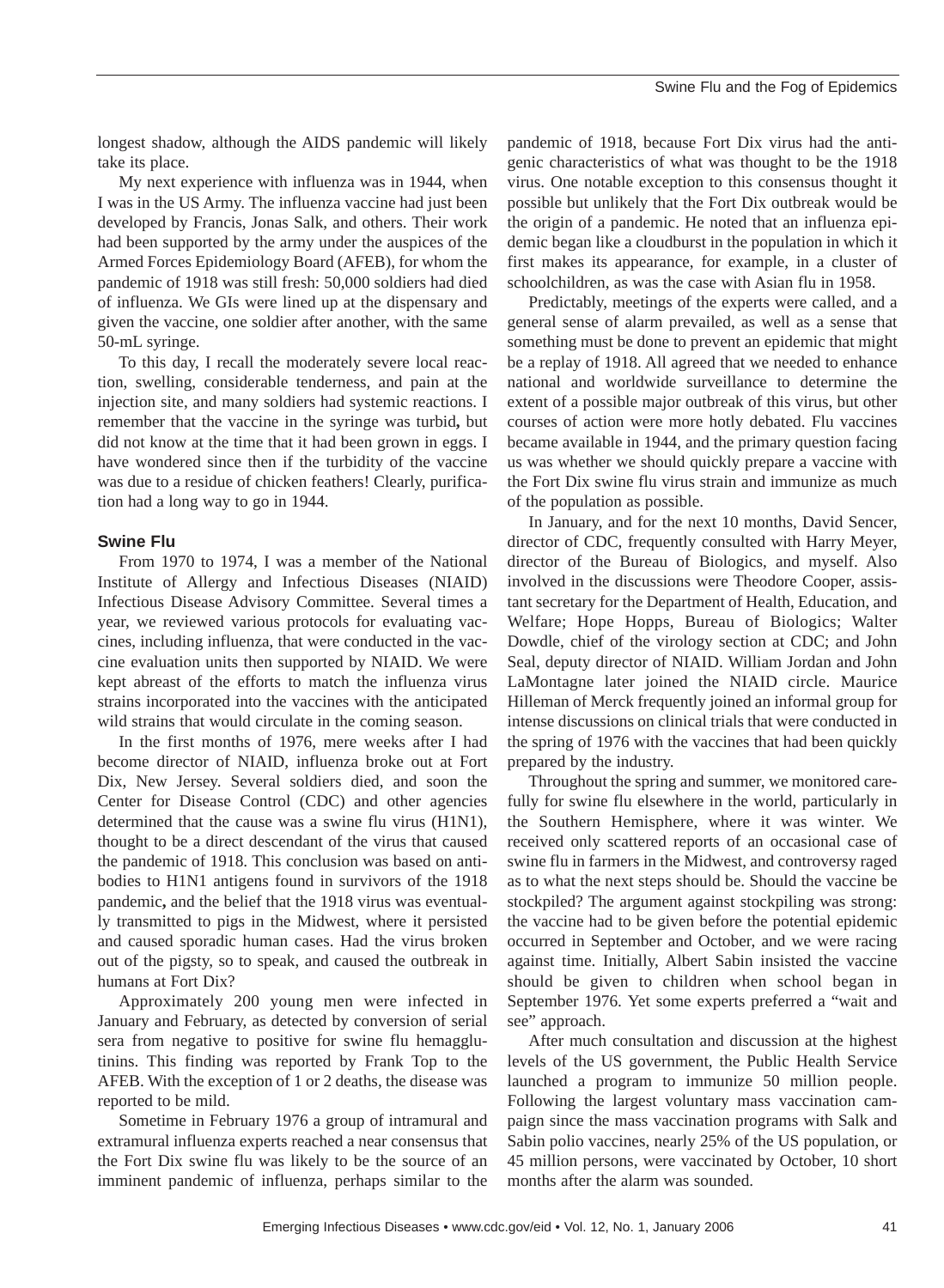longest shadow, although the AIDS pandemic will likely take its place.

My next experience with influenza was in 1944, when I was in the US Army. The influenza vaccine had just been developed by Francis, Jonas Salk, and others. Their work had been supported by the army under the auspices of the Armed Forces Epidemiology Board (AFEB), for whom the pandemic of 1918 was still fresh: 50,000 soldiers had died of influenza. We GIs were lined up at the dispensary and given the vaccine, one soldier after another, with the same 50-mL syringe.

To this day, I recall the moderately severe local reaction, swelling, considerable tenderness, and pain at the injection site, and many soldiers had systemic reactions. I remember that the vaccine in the syringe was turbid**,** but did not know at the time that it had been grown in eggs. I have wondered since then if the turbidity of the vaccine was due to a residue of chicken feathers! Clearly, purification had a long way to go in 1944.

### Swine Flu

From 1970 to 1974, I was a member of the National Institute of Allergy and Infectious Diseases (NIAID) Infectious Disease Advisory Committee. Several times a year, we reviewed various protocols for evaluating vaccines, including influenza, that were conducted in the vaccine evaluation units then supported by NIAID. We were kept abreast of the efforts to match the influenza virus strains incorporated into the vaccines with the anticipated wild strains that would circulate in the coming season.

In the first months of 1976, mere weeks after I had become director of NIAID, influenza broke out at Fort Dix, New Jersey. Several soldiers died, and soon the Center for Disease Control (CDC) and other agencies determined that the cause was a swine flu virus (H1N1), thought to be a direct descendant of the virus that caused the pandemic of 1918. This conclusion was based on antibodies to H1N1 antigens found in survivors of the 1918 pandemic**,** and the belief that the 1918 virus was eventually transmitted to pigs in the Midwest, where it persisted and caused sporadic human cases. Had the virus broken out of the pigsty, so to speak, and caused the outbreak in humans at Fort Dix?

Approximately 200 young men were infected in January and February, as detected by conversion of serial sera from negative to positive for swine flu hemagglutinins. This finding was reported by Frank Top to the AFEB. With the exception of 1 or 2 deaths, the disease was reported to be mild.

Sometime in February 1976 a group of intramural and extramural influenza experts reached a near consensus that the Fort Dix swine flu was likely to be the source of an imminent pandemic of influenza, perhaps similar to the pandemic of 1918, because Fort Dix virus had the antigenic characteristics of what was thought to be the 1918 virus. One notable exception to this consensus thought it possible but unlikely that the Fort Dix outbreak would be the origin of a pandemic. He noted that an influenza epidemic began like a cloudburst in the population in which it first makes its appearance, for example, in a cluster of schoolchildren, as was the case with Asian flu in 1958.

Predictably, meetings of the experts were called, and a general sense of alarm prevailed, as well as a sense that something must be done to prevent an epidemic that might be a replay of 1918. All agreed that we needed to enhance national and worldwide surveillance to determine the extent of a possible major outbreak of this virus, but other courses of action were more hotly debated. Flu vaccines became available in 1944, and the primary question facing us was whether we should quickly prepare a vaccine with the Fort Dix swine flu virus strain and immunize as much of the population as possible.

In January, and for the next 10 months, David Sencer, director of CDC, frequently consulted with Harry Meyer, director of the Bureau of Biologics, and myself. Also involved in the discussions were Theodore Cooper, assistant secretary for the Department of Health, Education, and Welfare; Hope Hopps, Bureau of Biologics; Walter Dowdle, chief of the virology section at CDC; and John Seal, deputy director of NIAID. William Jordan and John LaMontagne later joined the NIAID circle. Maurice Hilleman of Merck frequently joined an informal group for intense discussions on clinical trials that were conducted in the spring of 1976 with the vaccines that had been quickly prepared by the industry.

Throughout the spring and summer, we monitored carefully for swine flu elsewhere in the world, particularly in the Southern Hemisphere, where it was winter. We received only scattered reports of an occasional case of swine flu in farmers in the Midwest, and controversy raged as to what the next steps should be. Should the vaccine be stockpiled? The argument against stockpiling was strong: the vaccine had to be given before the potential epidemic occurred in September and October, and we were racing against time. Initially, Albert Sabin insisted the vaccine should be given to children when school began in September 1976. Yet some experts preferred a "wait and see" approach.

After much consultation and discussion at the highest levels of the US government, the Public Health Service launched a program to immunize 50 million people. Following the largest voluntary mass vaccination campaign since the mass vaccination programs with Salk and Sabin polio vaccines, nearly 25% of the US population, or 45 million persons, were vaccinated by October, 10 short months after the alarm was sounded.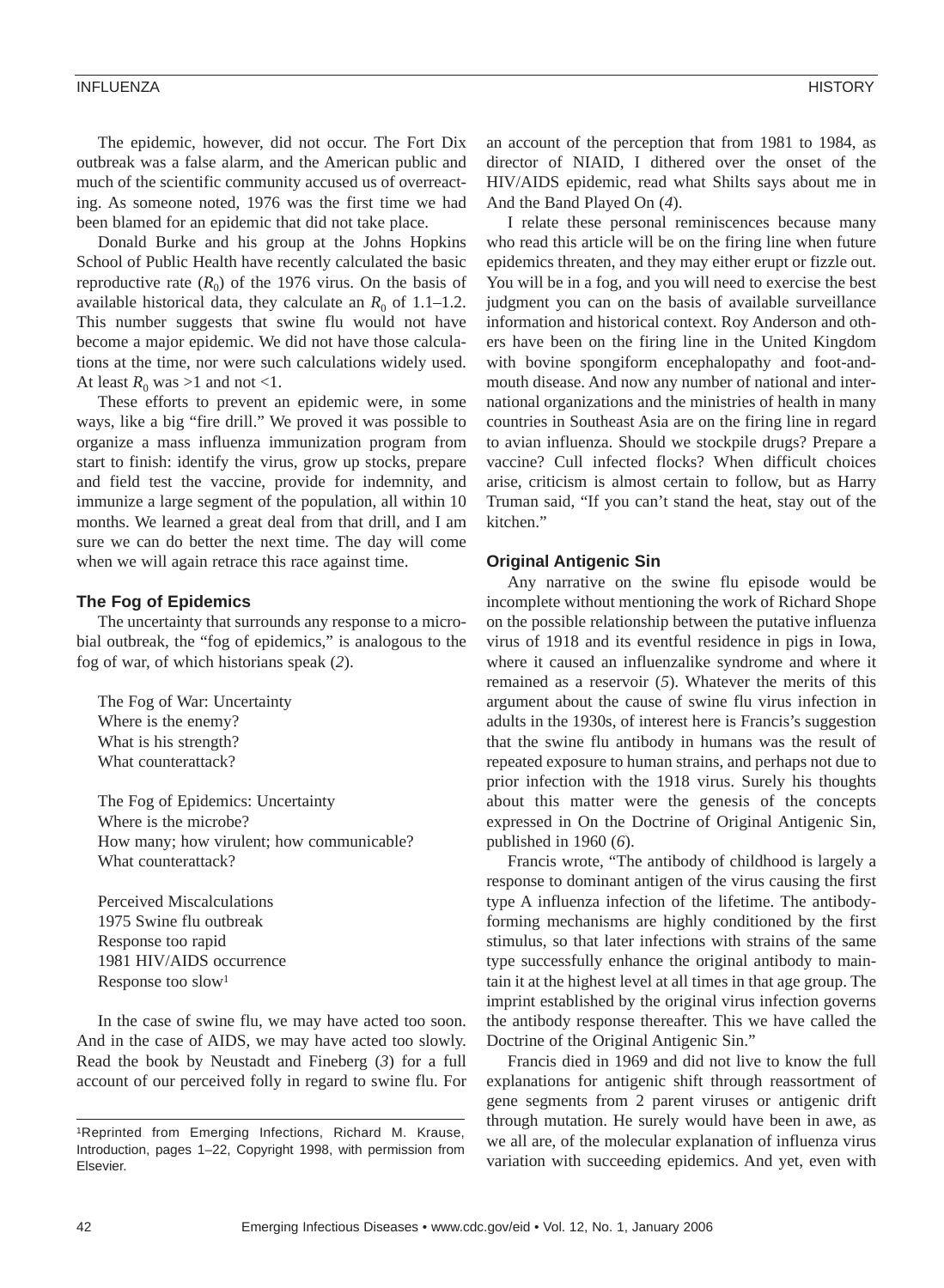The epidemic, however, did not occur. The Fort Dix outbreak was a false alarm, and the American public and much of the scientific community accused us of overreacting. As someone noted, 1976 was the first time we had been blamed for an epidemic that did not take place.

Donald Burke and his group at the Johns Hopkins School of Public Health have recently calculated the basic reproductive rate ($R_0$) of the 1976 virus. On the basis of available historical data, they calculate an $R_0$ of 1.1–1.2. This number suggests that swine flu would not have become a major epidemic. We did not have those calculations at the time, nor were such calculations widely used. At least $R_0$ was >1 and not <1.

These efforts to prevent an epidemic were, in some ways, like a big "fire drill." We proved it was possible to organize a mass influenza immunization program from start to finish: identify the virus, grow up stocks, prepare and field test the vaccine, provide for indemnity, and immunize a large segment of the population, all within 10 months. We learned a great deal from that drill, and I am sure we can do better the next time. The day will come when we will again retrace this race against time.

### The Fog of Epidemics

The uncertainty that surrounds any response to a microbial outbreak, the "fog of epidemics," is analogous to the fog of war, of which historians speak (*2*).

> The Fog of War: Uncertainty
> Where is the enemy?
> What is his strength?
> What counterattack?
>
> The Fog of Epidemics: Uncertainty
> Where is the microbe?
> How many; how virulent; how communicable?
> What counterattack?
>
> Perceived Miscalculations
> 1975 Swine flu outbreak
> Response too rapid
> 1981 HIV/AIDS occurrence
> Response too slow[1]

In the case of swine flu, we may have acted too soon. And in the case of AIDS, we may have acted too slowly. Read the book by Neustadt and Fineberg (*3*) for a full account of our perceived folly in regard to swine flu. For an account of the perception that from 1981 to 1984, as director of NIAID, I dithered over the onset of the HIV/AIDS epidemic, read what Shilts says about me in And the Band Played On (*4*).

I relate these personal reminiscences because many who read this article will be on the firing line when future epidemics threaten, and they may either erupt or fizzle out. You will be in a fog, and you will need to exercise the best judgment you can on the basis of available surveillance information and historical context. Roy Anderson and others have been on the firing line in the United Kingdom with bovine spongiform encephalopathy and foot-and-mouth disease. And now any number of national and international organizations and the ministries of health in many countries in Southeast Asia are on the firing line in regard to avian influenza. Should we stockpile drugs? Prepare a vaccine? Cull infected flocks? When difficult choices arise, criticism is almost certain to follow, but as Harry Truman said, "If you can't stand the heat, stay out of the kitchen."

### Original Antigenic Sin

Any narrative on the swine flu episode would be incomplete without mentioning the work of Richard Shope on the possible relationship between the putative influenza virus of 1918 and its eventful residence in pigs in Iowa, where it caused an influenzalike syndrome and where it remained as a reservoir (*5*). Whatever the merits of this argument about the cause of swine flu virus infection in adults in the 1930s, of interest here is Francis's suggestion that the swine flu antibody in humans was the result of repeated exposure to human strains, and perhaps not due to prior infection with the 1918 virus. Surely his thoughts about this matter were the genesis of the concepts expressed in On the Doctrine of Original Antigenic Sin, published in 1960 (*6*).

Francis wrote, "The antibody of childhood is largely a response to dominant antigen of the virus causing the first type A influenza infection of the lifetime. The antibody-forming mechanisms are highly conditioned by the first stimulus, so that later infections with strains of the same type successfully enhance the original antibody to maintain it at the highest level at all times in that age group. The imprint established by the original virus infection governs the antibody response thereafter. This we have called the Doctrine of the Original Antigenic Sin."

Francis died in 1969 and did not live to know the full explanations for antigenic shift through reassortment of gene segments from 2 parent viruses or antigenic drift through mutation. He surely would have been in awe, as we all are, of the molecular explanation of influenza virus variation with succeeding epidemics. And yet, even with

[1]Reprinted from Emerging Infections, Richard M. Krause, Introduction, pages 1–22, Copyright 1998, with permission from Elsevier.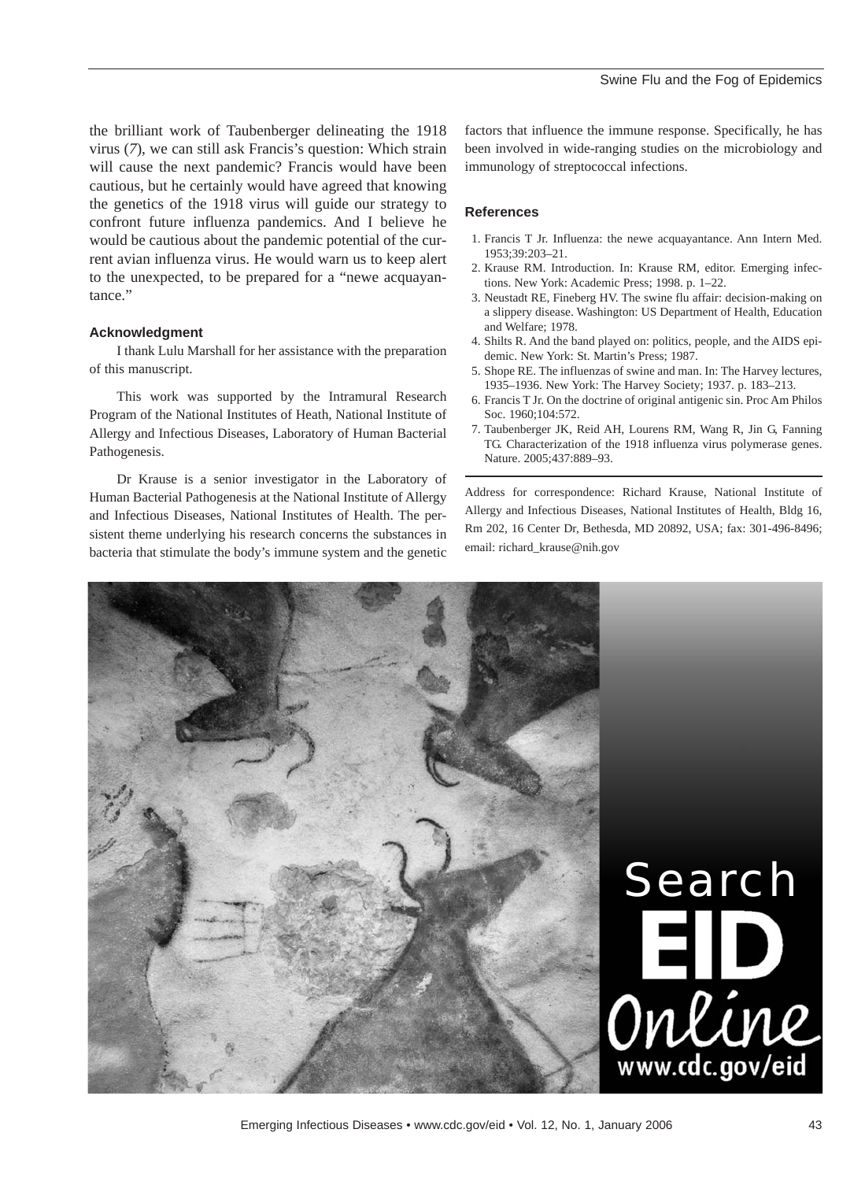the brilliant work of Taubenberger delineating the 1918 virus (*7*), we can still ask Francis's question: Which strain will cause the next pandemic? Francis would have been cautious, but he certainly would have agreed that knowing the genetics of the 1918 virus will guide our strategy to confront future influenza pandemics. And I believe he would be cautious about the pandemic potential of the current avian influenza virus. He would warn us to keep alert to the unexpected, to be prepared for a "newe acquayantance."

### Acknowledgment

I thank Lulu Marshall for her assistance with the preparation of this manuscript.

This work was supported by the Intramural Research Program of the National Institutes of Heath, National Institute of Allergy and Infectious Diseases, Laboratory of Human Bacterial Pathogenesis.

Dr Krause is a senior investigator in the Laboratory of Human Bacterial Pathogenesis at the National Institute of Allergy and Infectious Diseases, National Institutes of Health. The persistent theme underlying his research concerns the substances in bacteria that stimulate the body's immune system and the genetic factors that influence the immune response. Specifically, he has been involved in wide-ranging studies on the microbiology and immunology of streptococcal infections.

### References

1. Francis T Jr. Influenza: the newe acquayantance. Ann Intern Med. 1953;39:203–21.
2. Krause RM. Introduction. In: Krause RM, editor. Emerging infections. New York: Academic Press; 1998. p. 1–22.
3. Neustadt RE, Fineberg HV. The swine flu affair: decision-making on a slippery disease. Washington: US Department of Health, Education and Welfare; 1978.
4. Shilts R. And the band played on: politics, people, and the AIDS epidemic. New York: St. Martin's Press; 1987.
5. Shope RE. The influenzas of swine and man. In: The Harvey lectures, 1935–1936. New York: The Harvey Society; 1937. p. 183–213.
6. Francis T Jr. On the doctrine of original antigenic sin. Proc Am Philos Soc. 1960;104:572.
7. Taubenberger JK, Reid AH, Lourens RM, Wang R, Jin G, Fanning TG. Characterization of the 1918 influenza virus polymerase genes. Nature. 2005;437:889–93.

Address for correspondence: Richard Krause, National Institute of Allergy and Infectious Diseases, National Institutes of Health, Bldg 16, Rm 202, 16 Center Dr, Bethesda, MD 20892, USA; fax: 301-496-8496; email: richard_krause@nih.gov

Search EID Online www.cdc.gov/eid